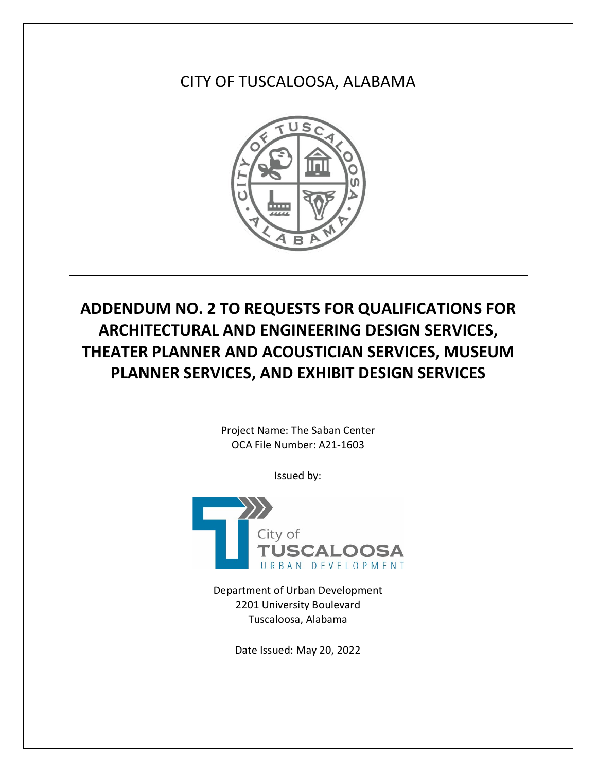CITY OF TUSCALOOSA, ALABAMA

# ADDENDUM NO. 2 TO REQUESTS FOR QUALIFICATIONS FOR ARCHITECTURAL AND ENGINEERING DESIGN SERVICES, THEATER PLANNER AND ACOUSTICIAN SERVICES, MUSEUM PLANNER SERVICES, AND EXHIBIT DESIGN SERVICES

Project Name: The Saban Center
OCA File Number: A21-1603

Issued by:

City of
TUSCALOOSA
URBAN DEVELOPMENT

Department of Urban Development
2201 University Boulevard
Tuscaloosa, Alabama

Date Issued: May 20, 2022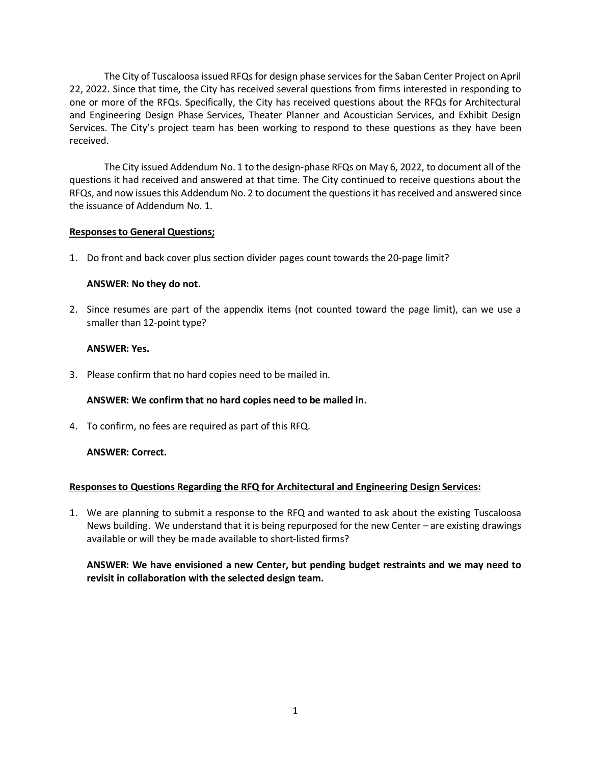The City of Tuscaloosa issued RFQs for design phase services for the Saban Center Project on April 22, 2022. Since that time, the City has received several questions from firms interested in responding to one or more of the RFQs. Specifically, the City has received questions about the RFQs for Architectural and Engineering Design Phase Services, Theater Planner and Acoustician Services, and Exhibit Design Services. The City's project team has been working to respond to these questions as they have been received.

The City issued Addendum No. 1 to the design-phase RFQs on May 6, 2022, to document all of the questions it had received and answered at that time. The City continued to receive questions about the RFQs, and now issues this Addendum No. 2 to document the questions it has received and answered since the issuance of Addendum No. 1.

**Responses to General Questions;**

1. Do front and back cover plus section divider pages count towards the 20-page limit?

   **ANSWER: No they do not.**

2. Since resumes are part of the appendix items (not counted toward the page limit), can we use a smaller than 12-point type?

   **ANSWER: Yes.**

3. Please confirm that no hard copies need to be mailed in.

   **ANSWER: We confirm that no hard copies need to be mailed in.**

4. To confirm, no fees are required as part of this RFQ.

   **ANSWER: Correct.**

**Responses to Questions Regarding the RFQ for Architectural and Engineering Design Services:**

1. We are planning to submit a response to the RFQ and wanted to ask about the existing Tuscaloosa News building. We understand that it is being repurposed for the new Center – are existing drawings available or will they be made available to short-listed firms?

   **ANSWER: We have envisioned a new Center, but pending budget restraints and we may need to revisit in collaboration with the selected design team.**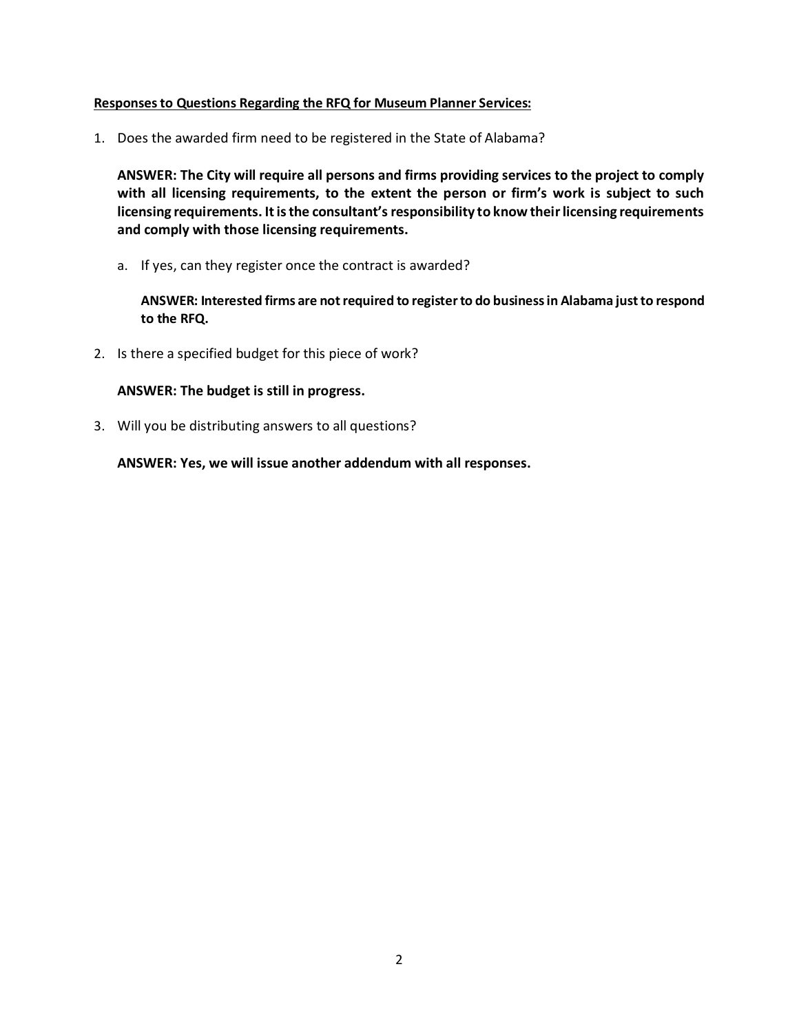**Responses to Questions Regarding the RFQ for Museum Planner Services:**

1. Does the awarded firm need to be registered in the State of Alabama?

   **ANSWER: The City will require all persons and firms providing services to the project to comply with all licensing requirements, to the extent the person or firm's work is subject to such licensing requirements. It is the consultant's responsibility to know their licensing requirements and comply with those licensing requirements.**

   a. If yes, can they register once the contract is awarded?

      **ANSWER: Interested firms are not required to register to do business in Alabama just to respond to the RFQ.**

2. Is there a specified budget for this piece of work?

   **ANSWER: The budget is still in progress.**

3. Will you be distributing answers to all questions?

   **ANSWER: Yes, we will issue another addendum with all responses.**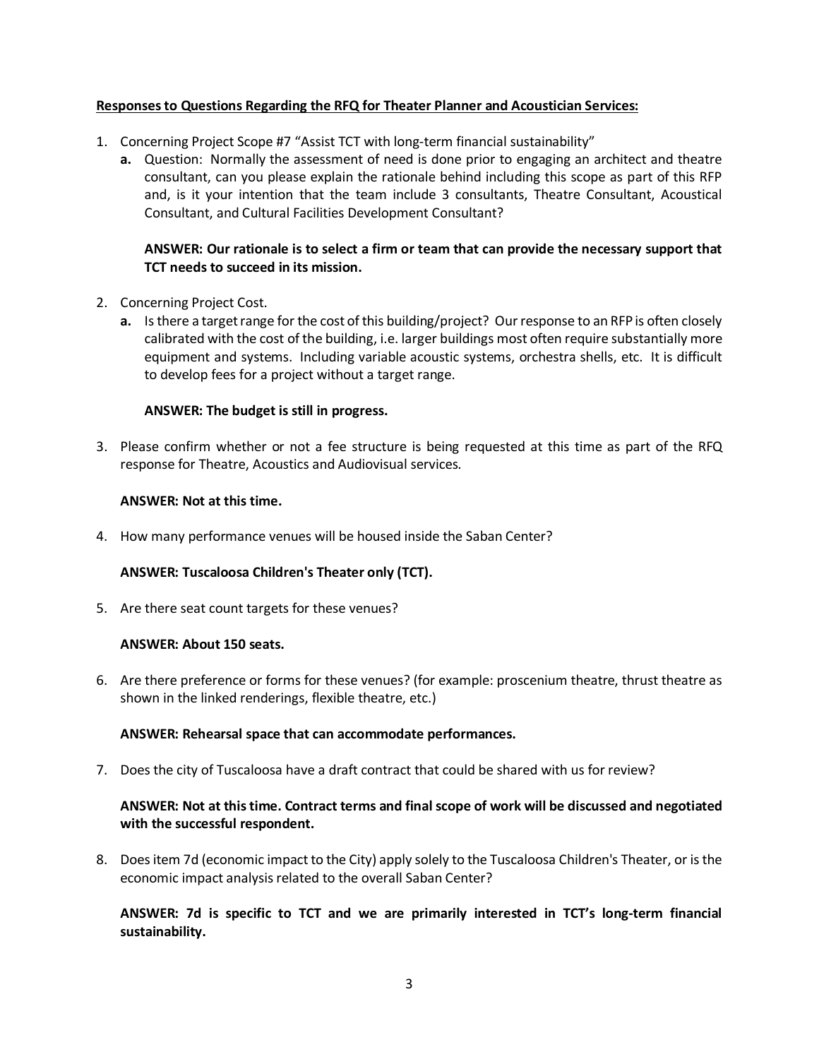**Responses to Questions Regarding the RFQ for Theater Planner and Acoustician Services:**

1. Concerning Project Scope #7 “Assist TCT with long-term financial sustainability”
   - **a.** Question: Normally the assessment of need is done prior to engaging an architect and theatre consultant, can you please explain the rationale behind including this scope as part of this RFP and, is it your intention that the team include 3 consultants, Theatre Consultant, Acoustical Consultant, and Cultural Facilities Development Consultant?

     **ANSWER: Our rationale is to select a firm or team that can provide the necessary support that TCT needs to succeed in its mission.**

2. Concerning Project Cost.
   - **a.** Is there a target range for the cost of this building/project? Our response to an RFP is often closely calibrated with the cost of the building, i.e. larger buildings most often require substantially more equipment and systems. Including variable acoustic systems, orchestra shells, etc. It is difficult to develop fees for a project without a target range.

     **ANSWER: The budget is still in progress.**

3. Please confirm whether or not a fee structure is being requested at this time as part of the RFQ response for Theatre, Acoustics and Audiovisual services.

   **ANSWER: Not at this time.**

4. How many performance venues will be housed inside the Saban Center?

   **ANSWER: Tuscaloosa Children's Theater only (TCT).**

5. Are there seat count targets for these venues?

   **ANSWER: About 150 seats.**

6. Are there preference or forms for these venues? (for example: proscenium theatre, thrust theatre as shown in the linked renderings, flexible theatre, etc.)

   **ANSWER: Rehearsal space that can accommodate performances.**

7. Does the city of Tuscaloosa have a draft contract that could be shared with us for review?

   **ANSWER: Not at this time. Contract terms and final scope of work will be discussed and negotiated with the successful respondent.**

8. Does item 7d (economic impact to the City) apply solely to the Tuscaloosa Children's Theater, or is the economic impact analysis related to the overall Saban Center?

   **ANSWER: 7d is specific to TCT and we are primarily interested in TCT’s long-term financial sustainability.**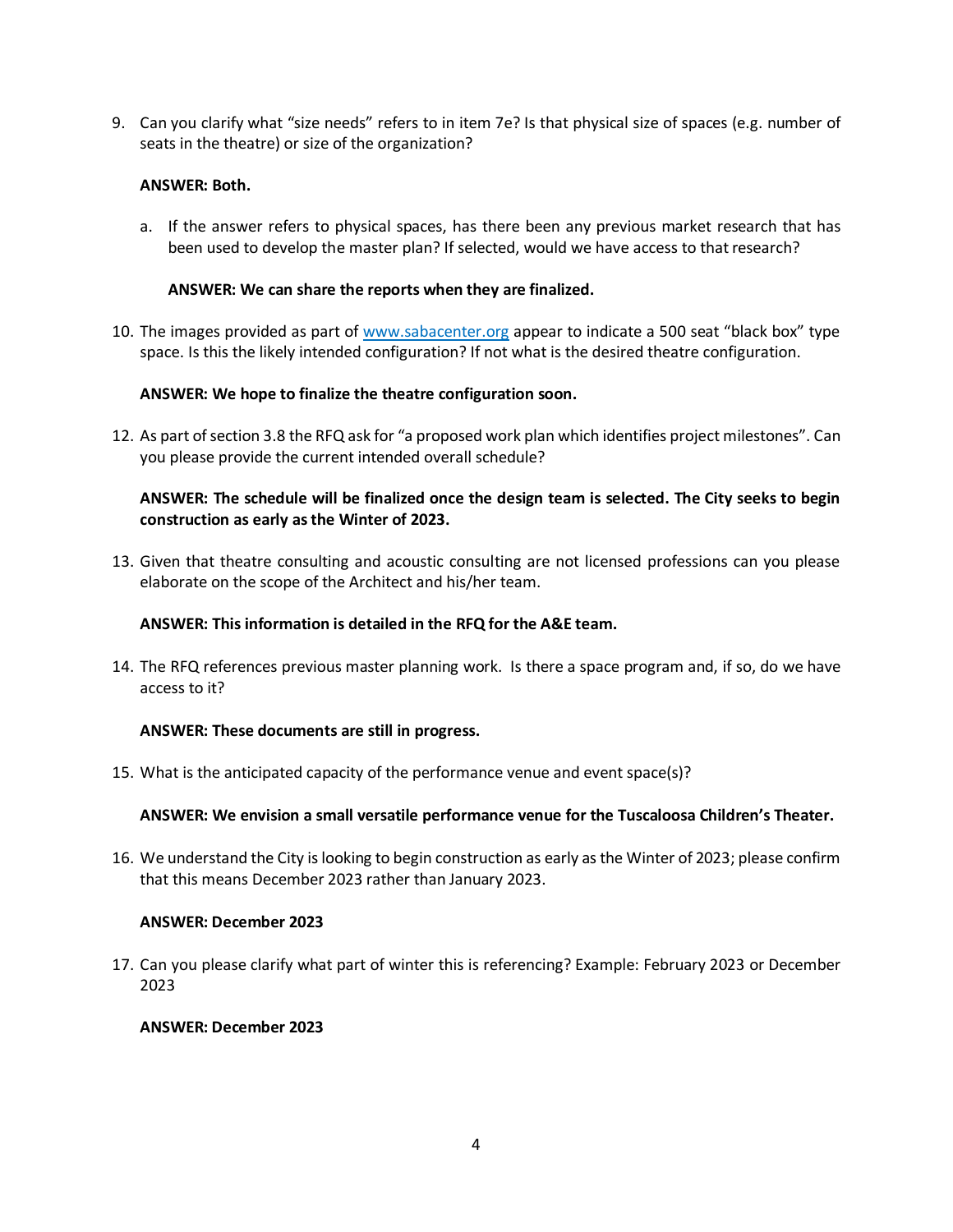9. Can you clarify what "size needs" refers to in item 7e? Is that physical size of spaces (e.g. number of seats in the theatre) or size of the organization?

   **ANSWER: Both.**

   a. If the answer refers to physical spaces, has there been any previous market research that has been used to develop the master plan? If selected, would we have access to that research?

      **ANSWER: We can share the reports when they are finalized.**

10. The images provided as part of [www.sabacenter.org](http://www.sabacenter.org) appear to indicate a 500 seat "black box" type space. Is this the likely intended configuration? If not what is the desired theatre configuration.

    **ANSWER: We hope to finalize the theatre configuration soon.**

12. As part of section 3.8 the RFQ ask for "a proposed work plan which identifies project milestones". Can you please provide the current intended overall schedule?

    **ANSWER: The schedule will be finalized once the design team is selected. The City seeks to begin construction as early as the Winter of 2023.**

13. Given that theatre consulting and acoustic consulting are not licensed professions can you please elaborate on the scope of the Architect and his/her team.

    **ANSWER: This information is detailed in the RFQ for the A&E team.**

14. The RFQ references previous master planning work. Is there a space program and, if so, do we have access to it?

    **ANSWER: These documents are still in progress.**

15. What is the anticipated capacity of the performance venue and event space(s)?

    **ANSWER: We envision a small versatile performance venue for the Tuscaloosa Children's Theater.**

16. We understand the City is looking to begin construction as early as the Winter of 2023; please confirm that this means December 2023 rather than January 2023.

    **ANSWER: December 2023**

17. Can you please clarify what part of winter this is referencing? Example: February 2023 or December 2023

    **ANSWER: December 2023**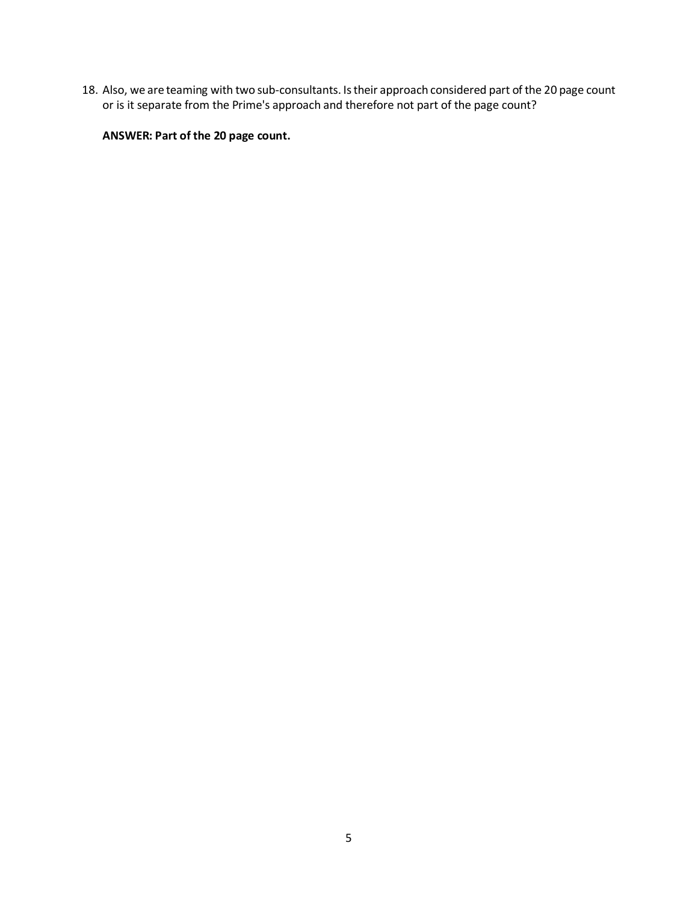18. Also, we are teaming with two sub-consultants. Is their approach considered part of the 20 page count or is it separate from the Prime's approach and therefore not part of the page count?

    **ANSWER: Part of the 20 page count.**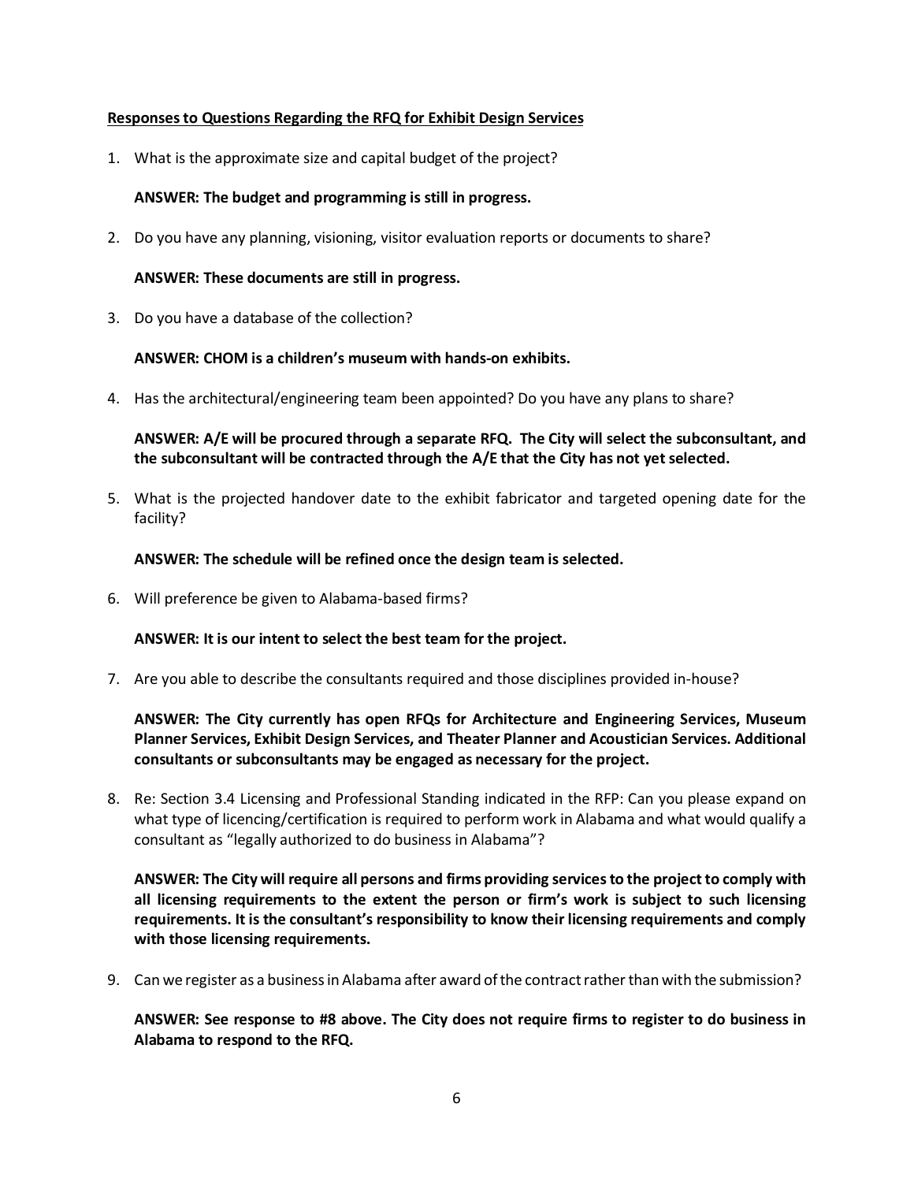**<u>Responses to Questions Regarding the RFQ for Exhibit Design Services</u>**

1. What is the approximate size and capital budget of the project?

   **ANSWER: The budget and programming is still in progress.**

2. Do you have any planning, visioning, visitor evaluation reports or documents to share?

   **ANSWER: These documents are still in progress.**

3. Do you have a database of the collection?

   **ANSWER: CHOM is a children's museum with hands-on exhibits.**

4. Has the architectural/engineering team been appointed? Do you have any plans to share?

   **ANSWER: A/E will be procured through a separate RFQ. The City will select the subconsultant, and the subconsultant will be contracted through the A/E that the City has not yet selected.**

5. What is the projected handover date to the exhibit fabricator and targeted opening date for the facility?

   **ANSWER: The schedule will be refined once the design team is selected.**

6. Will preference be given to Alabama-based firms?

   **ANSWER: It is our intent to select the best team for the project.**

7. Are you able to describe the consultants required and those disciplines provided in-house?

   **ANSWER: The City currently has open RFQs for Architecture and Engineering Services, Museum Planner Services, Exhibit Design Services, and Theater Planner and Acoustician Services. Additional consultants or subconsultants may be engaged as necessary for the project.**

8. Re: Section 3.4 Licensing and Professional Standing indicated in the RFP: Can you please expand on what type of licencing/certification is required to perform work in Alabama and what would qualify a consultant as "legally authorized to do business in Alabama"?

   **ANSWER: The City will require all persons and firms providing services to the project to comply with all licensing requirements to the extent the person or firm's work is subject to such licensing requirements. It is the consultant's responsibility to know their licensing requirements and comply with those licensing requirements.**

9. Can we register as a business in Alabama after award of the contract rather than with the submission?

   **ANSWER: See response to #8 above. The City does not require firms to register to do business in Alabama to respond to the RFQ.**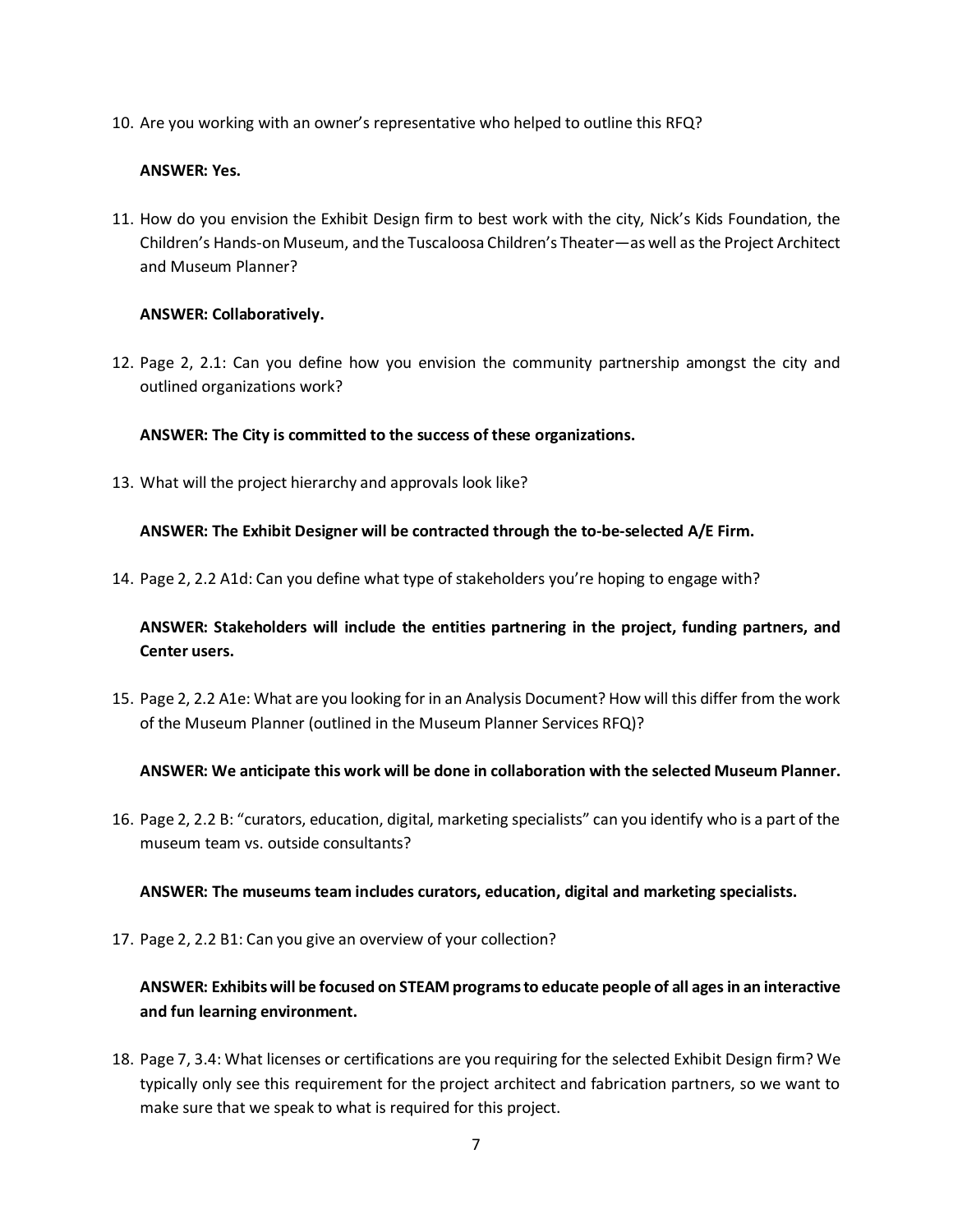10. Are you working with an owner's representative who helped to outline this RFQ?

    **ANSWER: Yes.**

11. How do you envision the Exhibit Design firm to best work with the city, Nick's Kids Foundation, the Children's Hands-on Museum, and the Tuscaloosa Children's Theater—as well as the Project Architect and Museum Planner?

    **ANSWER: Collaboratively.**

12. Page 2, 2.1: Can you define how you envision the community partnership amongst the city and outlined organizations work?

    **ANSWER: The City is committed to the success of these organizations.**

13. What will the project hierarchy and approvals look like?

    **ANSWER: The Exhibit Designer will be contracted through the to-be-selected A/E Firm.**

14. Page 2, 2.2 A1d: Can you define what type of stakeholders you're hoping to engage with?

    **ANSWER: Stakeholders will include the entities partnering in the project, funding partners, and Center users.**

15. Page 2, 2.2 A1e: What are you looking for in an Analysis Document? How will this differ from the work of the Museum Planner (outlined in the Museum Planner Services RFQ)?

    **ANSWER: We anticipate this work will be done in collaboration with the selected Museum Planner.**

16. Page 2, 2.2 B: "curators, education, digital, marketing specialists" can you identify who is a part of the museum team vs. outside consultants?

    **ANSWER: The museums team includes curators, education, digital and marketing specialists.**

17. Page 2, 2.2 B1: Can you give an overview of your collection?

    **ANSWER: Exhibits will be focused on STEAM programs to educate people of all ages in an interactive and fun learning environment.**

18. Page 7, 3.4: What licenses or certifications are you requiring for the selected Exhibit Design firm? We typically only see this requirement for the project architect and fabrication partners, so we want to make sure that we speak to what is required for this project.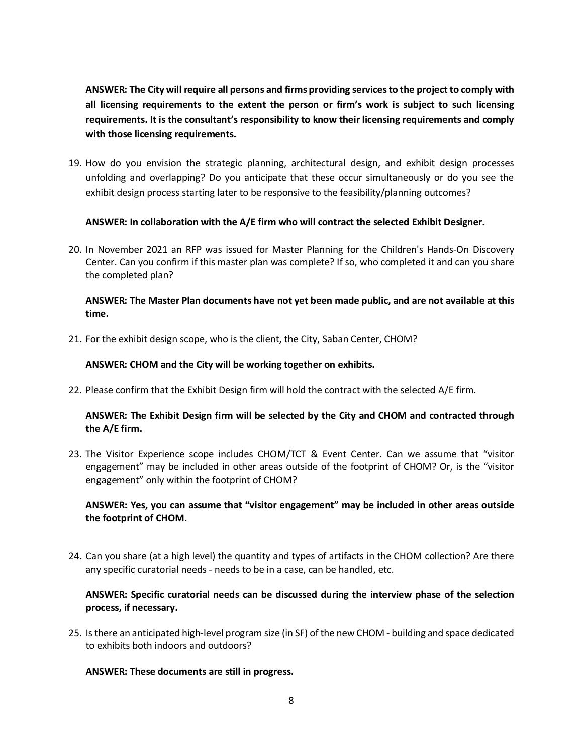**ANSWER: The City will require all persons and firms providing services to the project to comply with all licensing requirements to the extent the person or firm's work is subject to such licensing requirements. It is the consultant's responsibility to know their licensing requirements and comply with those licensing requirements.**

19. How do you envision the strategic planning, architectural design, and exhibit design processes unfolding and overlapping? Do you anticipate that these occur simultaneously or do you see the exhibit design process starting later to be responsive to the feasibility/planning outcomes?

    **ANSWER: In collaboration with the A/E firm who will contract the selected Exhibit Designer.**

20. In November 2021 an RFP was issued for Master Planning for the Children's Hands-On Discovery Center. Can you confirm if this master plan was complete? If so, who completed it and can you share the completed plan?

    **ANSWER: The Master Plan documents have not yet been made public, and are not available at this time.**

21. For the exhibit design scope, who is the client, the City, Saban Center, CHOM?

    **ANSWER: CHOM and the City will be working together on exhibits.**

22. Please confirm that the Exhibit Design firm will hold the contract with the selected A/E firm.

    **ANSWER: The Exhibit Design firm will be selected by the City and CHOM and contracted through the A/E firm.**

23. The Visitor Experience scope includes CHOM/TCT & Event Center. Can we assume that "visitor engagement" may be included in other areas outside of the footprint of CHOM? Or, is the "visitor engagement" only within the footprint of CHOM?

    **ANSWER: Yes, you can assume that "visitor engagement" may be included in other areas outside the footprint of CHOM.**

24. Can you share (at a high level) the quantity and types of artifacts in the CHOM collection? Are there any specific curatorial needs - needs to be in a case, can be handled, etc.

    **ANSWER: Specific curatorial needs can be discussed during the interview phase of the selection process, if necessary.**

25. Is there an anticipated high-level program size (in SF) of the new CHOM - building and space dedicated to exhibits both indoors and outdoors?

    **ANSWER: These documents are still in progress.**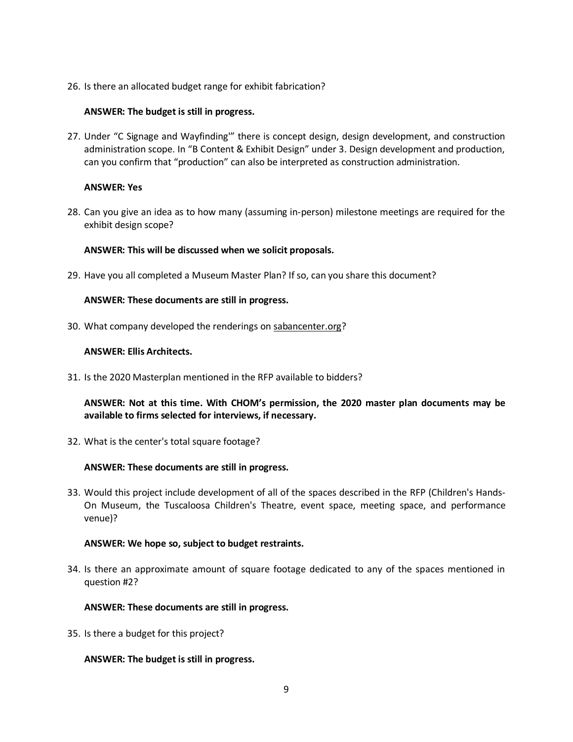26. Is there an allocated budget range for exhibit fabrication?

    **ANSWER: The budget is still in progress.**

27. Under "C Signage and Wayfinding'" there is concept design, design development, and construction administration scope. In "B Content & Exhibit Design" under 3. Design development and production, can you confirm that "production" can also be interpreted as construction administration.

    **ANSWER: Yes**

28. Can you give an idea as to how many (assuming in-person) milestone meetings are required for the exhibit design scope?

    **ANSWER: This will be discussed when we solicit proposals.**

29. Have you all completed a Museum Master Plan? If so, can you share this document?

    **ANSWER: These documents are still in progress.**

30. What company developed the renderings on sabancenter.org?

    **ANSWER: Ellis Architects.**

31. Is the 2020 Masterplan mentioned in the RFP available to bidders?

    **ANSWER: Not at this time. With CHOM's permission, the 2020 master plan documents may be available to firms selected for interviews, if necessary.**

32. What is the center's total square footage?

    **ANSWER: These documents are still in progress.**

33. Would this project include development of all of the spaces described in the RFP (Children's Hands-On Museum, the Tuscaloosa Children's Theatre, event space, meeting space, and performance venue)?

    **ANSWER: We hope so, subject to budget restraints.**

34. Is there an approximate amount of square footage dedicated to any of the spaces mentioned in question #2?

    **ANSWER: These documents are still in progress.**

35. Is there a budget for this project?

    **ANSWER: The budget is still in progress.**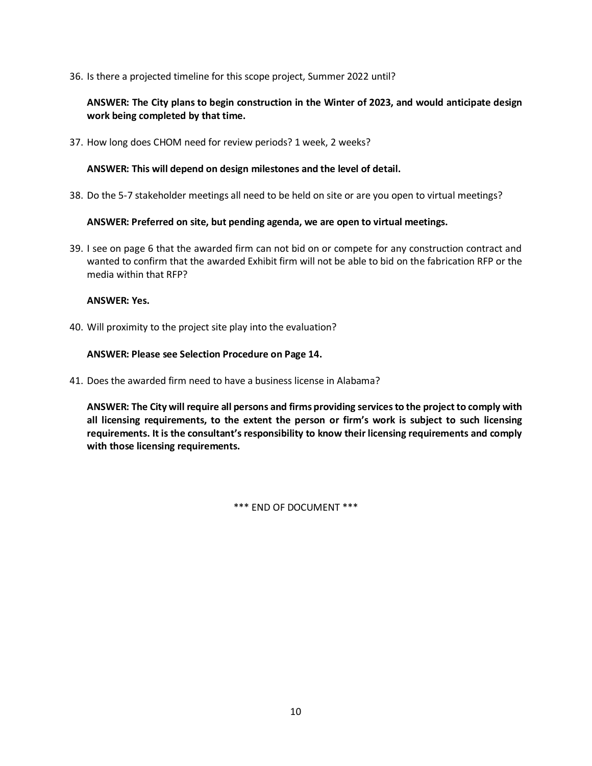36. Is there a projected timeline for this scope project, Summer 2022 until?

    **ANSWER: The City plans to begin construction in the Winter of 2023, and would anticipate design work being completed by that time.**

37. How long does CHOM need for review periods? 1 week, 2 weeks?

    **ANSWER: This will depend on design milestones and the level of detail.**

38. Do the 5-7 stakeholder meetings all need to be held on site or are you open to virtual meetings?

    **ANSWER: Preferred on site, but pending agenda, we are open to virtual meetings.**

39. I see on page 6 that the awarded firm can not bid on or compete for any construction contract and wanted to confirm that the awarded Exhibit firm will not be able to bid on the fabrication RFP or the media within that RFP?

    **ANSWER: Yes.**

40. Will proximity to the project site play into the evaluation?

    **ANSWER: Please see Selection Procedure on Page 14.**

41. Does the awarded firm need to have a business license in Alabama?

    **ANSWER: The City will require all persons and firms providing services to the project to comply with all licensing requirements, to the extent the person or firm's work is subject to such licensing requirements. It is the consultant's responsibility to know their licensing requirements and comply with those licensing requirements.**

*** END OF DOCUMENT ***